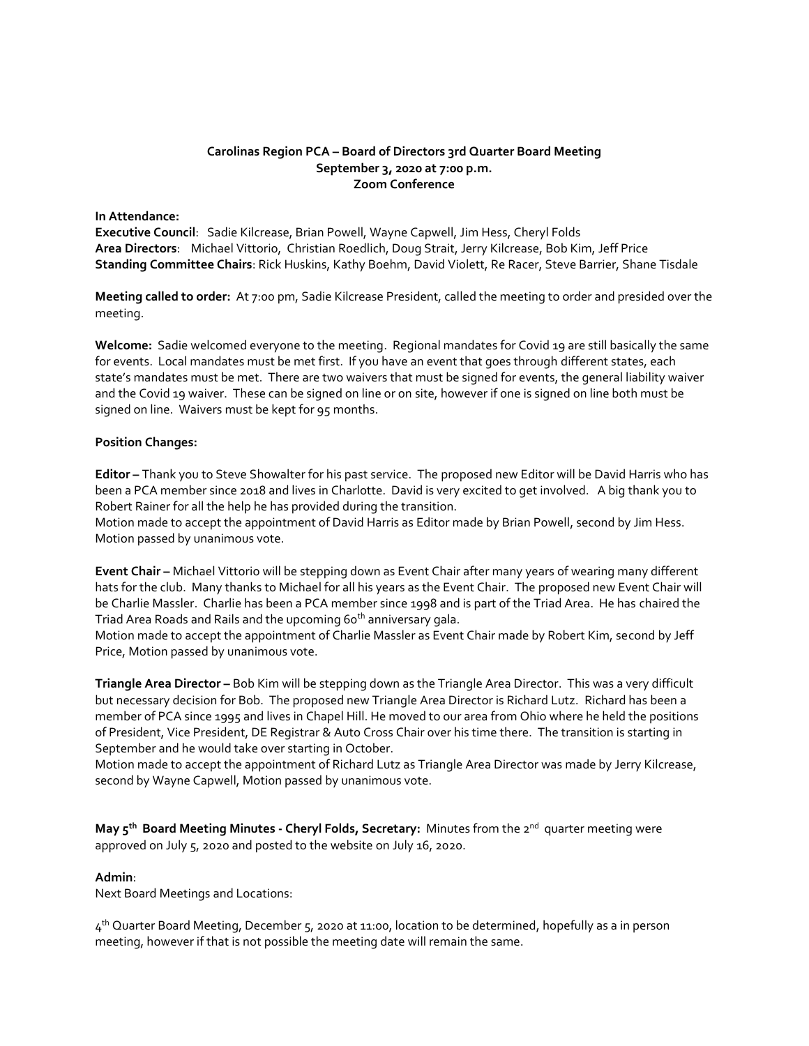**Carolinas Region PCA – Board of Directors 3rd Quarter Board Meeting**
**September 3, 2020 at 7:00 p.m.**
**Zoom Conference**

**In Attendance:**
**Executive Council**: Sadie Kilcrease, Brian Powell, Wayne Capwell, Jim Hess, Cheryl Folds
**Area Directors**: Michael Vittorio, Christian Roedlich, Doug Strait, Jerry Kilcrease, Bob Kim, Jeff Price
**Standing Committee Chairs**: Rick Huskins, Kathy Boehm, David Violett, Re Racer, Steve Barrier, Shane Tisdale

**Meeting called to order:** At 7:00 pm, Sadie Kilcrease President, called the meeting to order and presided over the meeting.

**Welcome:** Sadie welcomed everyone to the meeting. Regional mandates for Covid 19 are still basically the same for events. Local mandates must be met first. If you have an event that goes through different states, each state's mandates must be met. There are two waivers that must be signed for events, the general liability waiver and the Covid 19 waiver. These can be signed on line or on site, however if one is signed on line both must be signed on line. Waivers must be kept for 95 months.

**Position Changes:**

**Editor –** Thank you to Steve Showalter for his past service. The proposed new Editor will be David Harris who has been a PCA member since 2018 and lives in Charlotte. David is very excited to get involved. A big thank you to Robert Rainer for all the help he has provided during the transition.
Motion made to accept the appointment of David Harris as Editor made by Brian Powell, second by Jim Hess. Motion passed by unanimous vote.

**Event Chair –** Michael Vittorio will be stepping down as Event Chair after many years of wearing many different hats for the club. Many thanks to Michael for all his years as the Event Chair. The proposed new Event Chair will be Charlie Massler. Charlie has been a PCA member since 1998 and is part of the Triad Area. He has chaired the Triad Area Roads and Rails and the upcoming 60th anniversary gala.
Motion made to accept the appointment of Charlie Massler as Event Chair made by Robert Kim, second by Jeff Price, Motion passed by unanimous vote.

**Triangle Area Director –** Bob Kim will be stepping down as the Triangle Area Director. This was a very difficult but necessary decision for Bob. The proposed new Triangle Area Director is Richard Lutz. Richard has been a member of PCA since 1995 and lives in Chapel Hill. He moved to our area from Ohio where he held the positions of President, Vice President, DE Registrar & Auto Cross Chair over his time there. The transition is starting in September and he would take over starting in October.
Motion made to accept the appointment of Richard Lutz as Triangle Area Director was made by Jerry Kilcrease, second by Wayne Capwell, Motion passed by unanimous vote.

**May 5th Board Meeting Minutes - Cheryl Folds, Secretary:** Minutes from the 2nd quarter meeting were approved on July 5, 2020 and posted to the website on July 16, 2020.

**Admin**:
Next Board Meetings and Locations:

4th Quarter Board Meeting, December 5, 2020 at 11:00, location to be determined, hopefully as a in person meeting, however if that is not possible the meeting date will remain the same.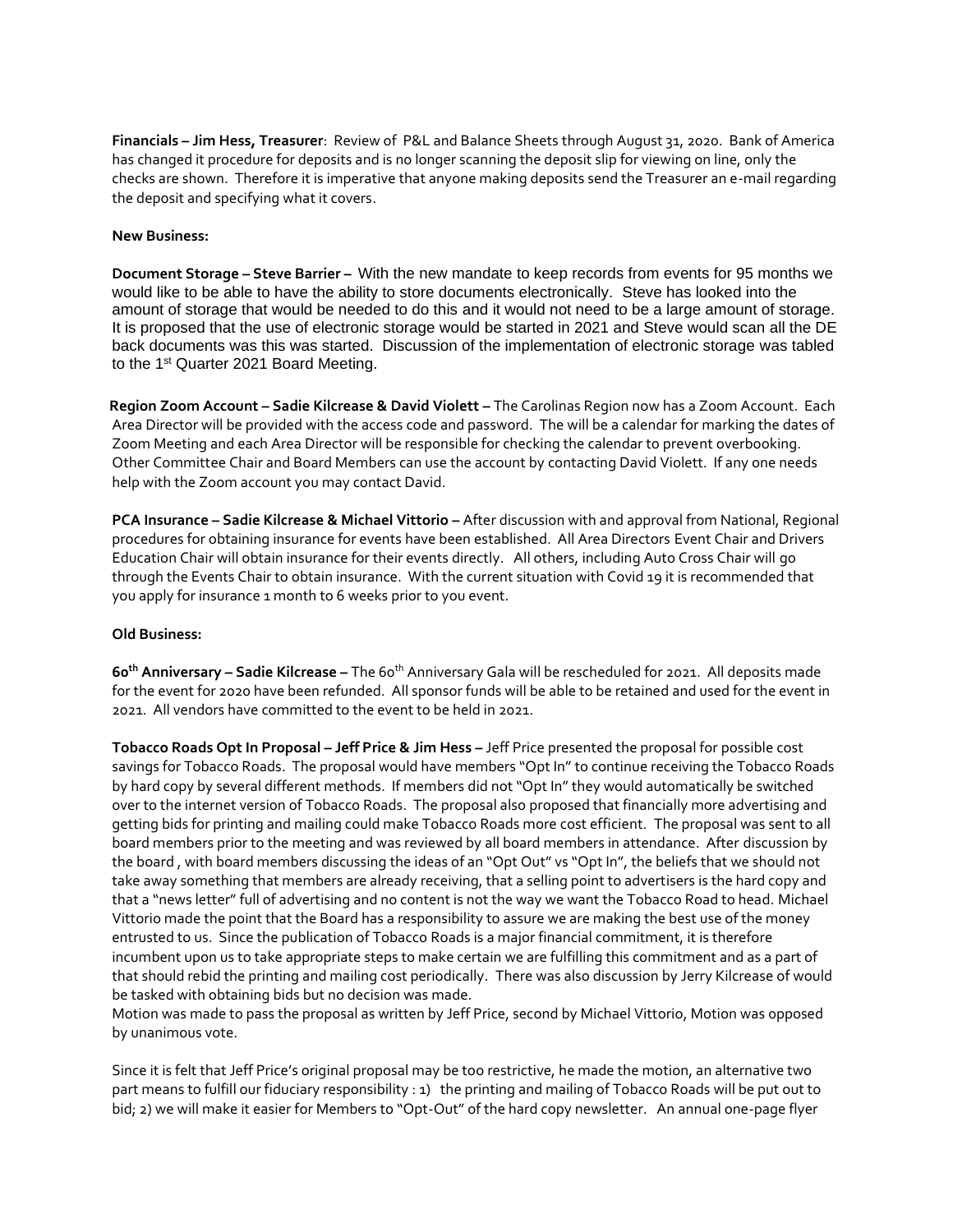**Financials – Jim Hess, Treasurer**: Review of P&L and Balance Sheets through August 31, 2020. Bank of America has changed it procedure for deposits and is no longer scanning the deposit slip for viewing on line, only the checks are shown. Therefore it is imperative that anyone making deposits send the Treasurer an e-mail regarding the deposit and specifying what it covers.

**New Business:**

**Document Storage – Steve Barrier –** With the new mandate to keep records from events for 95 months we would like to be able to have the ability to store documents electronically. Steve has looked into the amount of storage that would be needed to do this and it would not need to be a large amount of storage. It is proposed that the use of electronic storage would be started in 2021 and Steve would scan all the DE back documents was this was started. Discussion of the implementation of electronic storage was tabled to the 1st Quarter 2021 Board Meeting.

**Region Zoom Account – Sadie Kilcrease & David Violett –** The Carolinas Region now has a Zoom Account. Each Area Director will be provided with the access code and password. The will be a calendar for marking the dates of Zoom Meeting and each Area Director will be responsible for checking the calendar to prevent overbooking. Other Committee Chair and Board Members can use the account by contacting David Violett. If any one needs help with the Zoom account you may contact David.

**PCA Insurance – Sadie Kilcrease & Michael Vittorio –** After discussion with and approval from National, Regional procedures for obtaining insurance for events have been established. All Area Directors Event Chair and Drivers Education Chair will obtain insurance for their events directly. All others, including Auto Cross Chair will go through the Events Chair to obtain insurance. With the current situation with Covid 19 it is recommended that you apply for insurance 1 month to 6 weeks prior to you event.

**Old Business:**

**60th Anniversary – Sadie Kilcrease –** The 60th Anniversary Gala will be rescheduled for 2021. All deposits made for the event for 2020 have been refunded. All sponsor funds will be able to be retained and used for the event in 2021. All vendors have committed to the event to be held in 2021.

**Tobacco Roads Opt In Proposal – Jeff Price & Jim Hess –** Jeff Price presented the proposal for possible cost savings for Tobacco Roads. The proposal would have members "Opt In" to continue receiving the Tobacco Roads by hard copy by several different methods. If members did not "Opt In" they would automatically be switched over to the internet version of Tobacco Roads. The proposal also proposed that financially more advertising and getting bids for printing and mailing could make Tobacco Roads more cost efficient. The proposal was sent to all board members prior to the meeting and was reviewed by all board members in attendance. After discussion by the board , with board members discussing the ideas of an "Opt Out" vs "Opt In", the beliefs that we should not take away something that members are already receiving, that a selling point to advertisers is the hard copy and that a "news letter" full of advertising and no content is not the way we want the Tobacco Road to head. Michael Vittorio made the point that the Board has a responsibility to assure we are making the best use of the money entrusted to us. Since the publication of Tobacco Roads is a major financial commitment, it is therefore incumbent upon us to take appropriate steps to make certain we are fulfilling this commitment and as a part of that should rebid the printing and mailing cost periodically. There was also discussion by Jerry Kilcrease of would be tasked with obtaining bids but no decision was made.
Motion was made to pass the proposal as written by Jeff Price, second by Michael Vittorio, Motion was opposed by unanimous vote.

Since it is felt that Jeff Price's original proposal may be too restrictive, he made the motion, an alternative two part means to fulfill our fiduciary responsibility : 1) the printing and mailing of Tobacco Roads will be put out to bid; 2) we will make it easier for Members to "Opt-Out" of the hard copy newsletter. An annual one-page flyer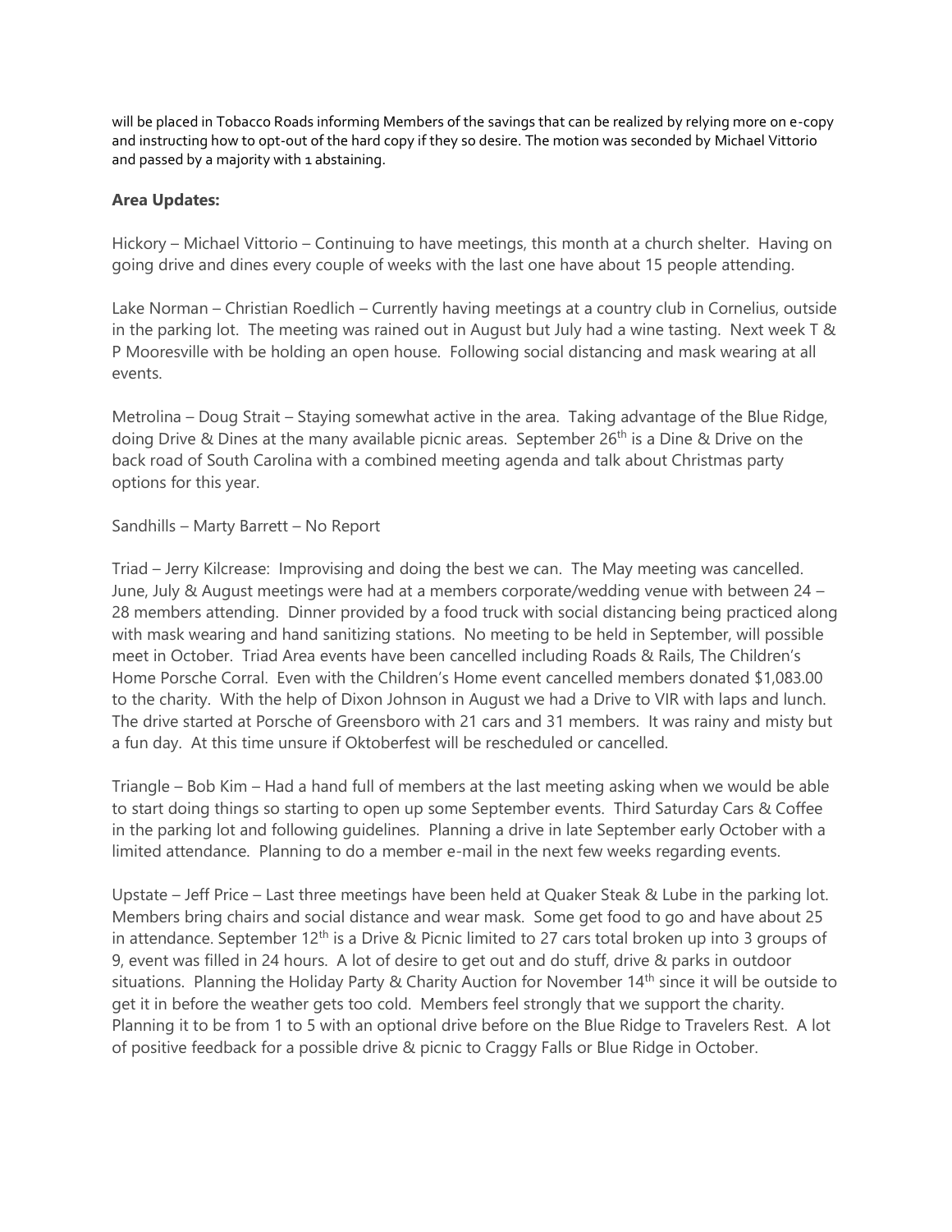will be placed in Tobacco Roads informing Members of the savings that can be realized by relying more on e-copy and instructing how to opt-out of the hard copy if they so desire. The motion was seconded by Michael Vittorio and passed by a majority with 1 abstaining.

**Area Updates:**

Hickory – Michael Vittorio – Continuing to have meetings, this month at a church shelter. Having on going drive and dines every couple of weeks with the last one have about 15 people attending.

Lake Norman – Christian Roedlich – Currently having meetings at a country club in Cornelius, outside in the parking lot. The meeting was rained out in August but July had a wine tasting. Next week T & P Mooresville with be holding an open house. Following social distancing and mask wearing at all events.

Metrolina – Doug Strait – Staying somewhat active in the area. Taking advantage of the Blue Ridge, doing Drive & Dines at the many available picnic areas. September 26th is a Dine & Drive on the back road of South Carolina with a combined meeting agenda and talk about Christmas party options for this year.

Sandhills – Marty Barrett – No Report

Triad – Jerry Kilcrease: Improvising and doing the best we can. The May meeting was cancelled. June, July & August meetings were had at a members corporate/wedding venue with between 24 – 28 members attending. Dinner provided by a food truck with social distancing being practiced along with mask wearing and hand sanitizing stations. No meeting to be held in September, will possible meet in October. Triad Area events have been cancelled including Roads & Rails, The Children's Home Porsche Corral. Even with the Children's Home event cancelled members donated $1,083.00 to the charity. With the help of Dixon Johnson in August we had a Drive to VIR with laps and lunch. The drive started at Porsche of Greensboro with 21 cars and 31 members. It was rainy and misty but a fun day. At this time unsure if Oktoberfest will be rescheduled or cancelled.

Triangle – Bob Kim – Had a hand full of members at the last meeting asking when we would be able to start doing things so starting to open up some September events. Third Saturday Cars & Coffee in the parking lot and following guidelines. Planning a drive in late September early October with a limited attendance. Planning to do a member e-mail in the next few weeks regarding events.

Upstate – Jeff Price – Last three meetings have been held at Quaker Steak & Lube in the parking lot. Members bring chairs and social distance and wear mask. Some get food to go and have about 25 in attendance. September 12th is a Drive & Picnic limited to 27 cars total broken up into 3 groups of 9, event was filled in 24 hours. A lot of desire to get out and do stuff, drive & parks in outdoor situations. Planning the Holiday Party & Charity Auction for November 14th since it will be outside to get it in before the weather gets too cold. Members feel strongly that we support the charity. Planning it to be from 1 to 5 with an optional drive before on the Blue Ridge to Travelers Rest. A lot of positive feedback for a possible drive & picnic to Craggy Falls or Blue Ridge in October.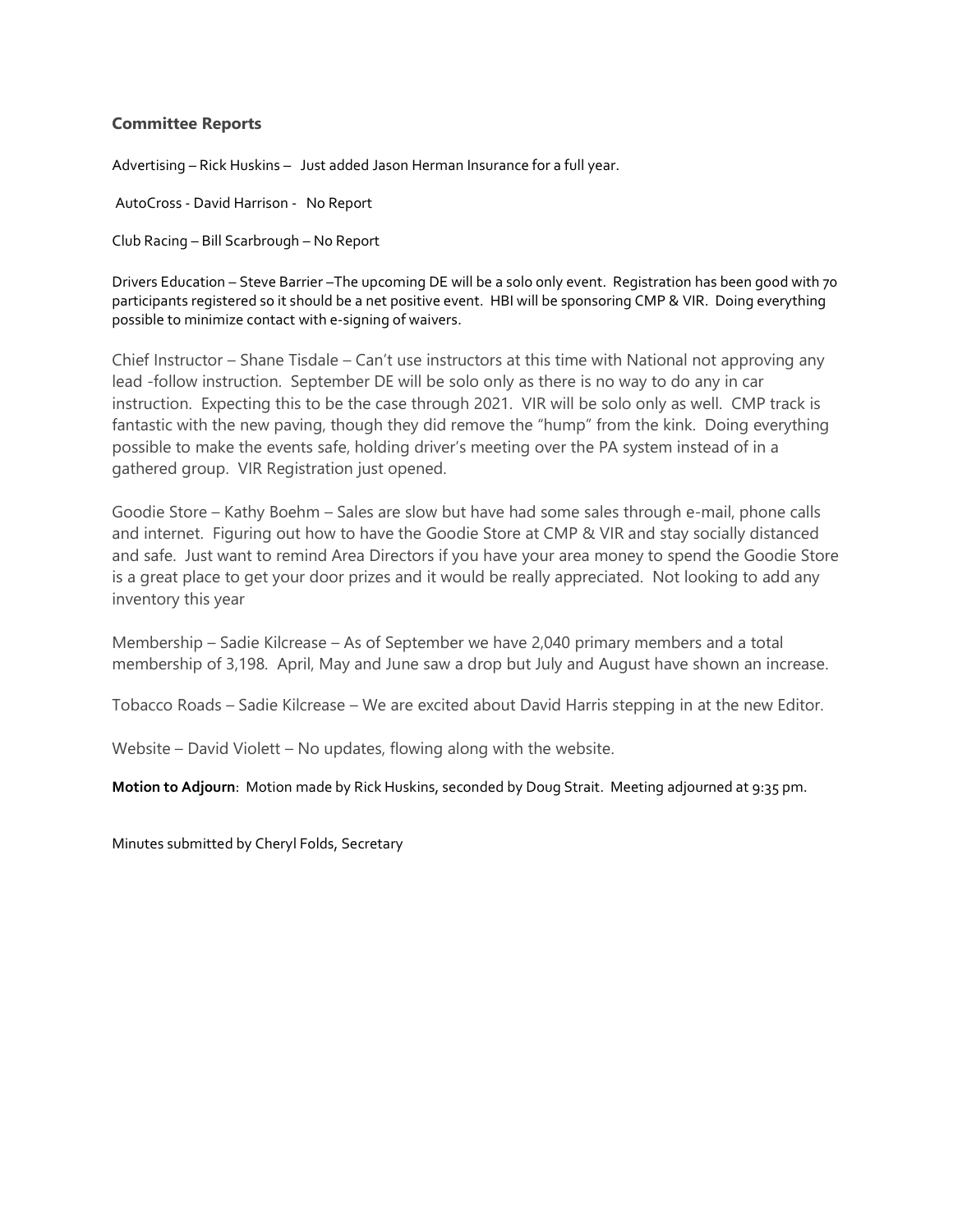### Committee Reports

Advertising – Rick Huskins – Just added Jason Herman Insurance for a full year.

AutoCross - David Harrison - No Report

Club Racing – Bill Scarbrough – No Report

Drivers Education – Steve Barrier –The upcoming DE will be a solo only event. Registration has been good with 70 participants registered so it should be a net positive event. HBI will be sponsoring CMP & VIR. Doing everything possible to minimize contact with e-signing of waivers.

Chief Instructor – Shane Tisdale – Can't use instructors at this time with National not approving any lead -follow instruction. September DE will be solo only as there is no way to do any in car instruction. Expecting this to be the case through 2021. VIR will be solo only as well. CMP track is fantastic with the new paving, though they did remove the "hump" from the kink. Doing everything possible to make the events safe, holding driver's meeting over the PA system instead of in a gathered group. VIR Registration just opened.

Goodie Store – Kathy Boehm – Sales are slow but have had some sales through e-mail, phone calls and internet. Figuring out how to have the Goodie Store at CMP & VIR and stay socially distanced and safe. Just want to remind Area Directors if you have your area money to spend the Goodie Store is a great place to get your door prizes and it would be really appreciated. Not looking to add any inventory this year

Membership – Sadie Kilcrease – As of September we have 2,040 primary members and a total membership of 3,198. April, May and June saw a drop but July and August have shown an increase.

Tobacco Roads – Sadie Kilcrease – We are excited about David Harris stepping in at the new Editor.

Website – David Violett – No updates, flowing along with the website.

**Motion to Adjourn**: Motion made by Rick Huskins, seconded by Doug Strait. Meeting adjourned at 9:35 pm.

Minutes submitted by Cheryl Folds, Secretary